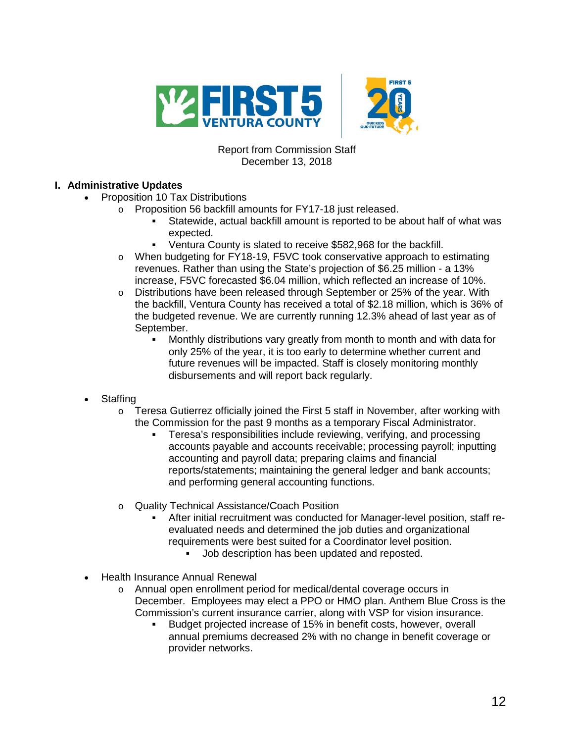Report from Commission Staff
December 13, 2018

## I. Administrative Updates

- Proposition 10 Tax Distributions
  - Proposition 56 backfill amounts for FY17-18 just released.
    - Statewide, actual backfill amount is reported to be about half of what was expected.
    - Ventura County is slated to receive $582,968 for the backfill.
  - When budgeting for FY18-19, F5VC took conservative approach to estimating revenues. Rather than using the State's projection of $6.25 million - a 13% increase, F5VC forecasted $6.04 million, which reflected an increase of 10%.
  - Distributions have been released through September or 25% of the year. With the backfill, Ventura County has received a total of $2.18 million, which is 36% of the budgeted revenue. We are currently running 12.3% ahead of last year as of September.
    - Monthly distributions vary greatly from month to month and with data for only 25% of the year, it is too early to determine whether current and future revenues will be impacted. Staff is closely monitoring monthly disbursements and will report back regularly.

- Staffing
  - Teresa Gutierrez officially joined the First 5 staff in November, after working with the Commission for the past 9 months as a temporary Fiscal Administrator.
    - Teresa's responsibilities include reviewing, verifying, and processing accounts payable and accounts receivable; processing payroll; inputting accounting and payroll data; preparing claims and financial reports/statements; maintaining the general ledger and bank accounts; and performing general accounting functions.
  - Quality Technical Assistance/Coach Position
    - After initial recruitment was conducted for Manager-level position, staff re-evaluated needs and determined the job duties and organizational requirements were best suited for a Coordinator level position.
      - Job description has been updated and reposted.

- Health Insurance Annual Renewal
  - Annual open enrollment period for medical/dental coverage occurs in December. Employees may elect a PPO or HMO plan. Anthem Blue Cross is the Commission's current insurance carrier, along with VSP for vision insurance.
    - Budget projected increase of 15% in benefit costs, however, overall annual premiums decreased 2% with no change in benefit coverage or provider networks.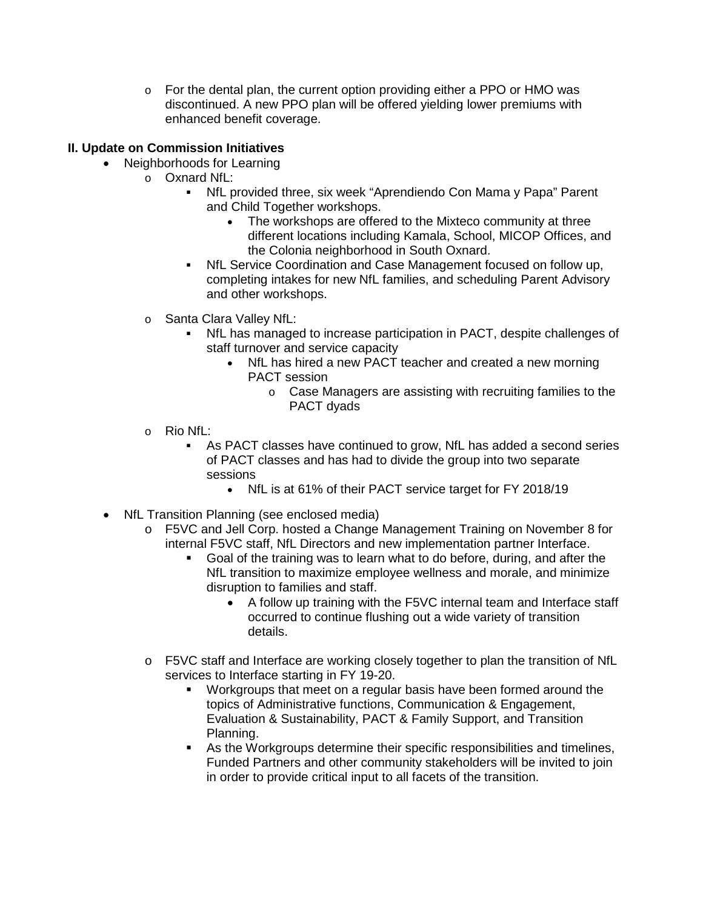- For the dental plan, the current option providing either a PPO or HMO was discontinued. A new PPO plan will be offered yielding lower premiums with enhanced benefit coverage.

**II. Update on Commission Initiatives**

- Neighborhoods for Learning
  - Oxnard NfL:
    - NfL provided three, six week "Aprendiendo Con Mama y Papa" Parent and Child Together workshops.
      - The workshops are offered to the Mixteco community at three different locations including Kamala, School, MICOP Offices, and the Colonia neighborhood in South Oxnard.
    - NfL Service Coordination and Case Management focused on follow up, completing intakes for new NfL families, and scheduling Parent Advisory and other workshops.
  - Santa Clara Valley NfL:
    - NfL has managed to increase participation in PACT, despite challenges of staff turnover and service capacity
      - NfL has hired a new PACT teacher and created a new morning PACT session
        - Case Managers are assisting with recruiting families to the PACT dyads
  - Rio NfL:
    - As PACT classes have continued to grow, NfL has added a second series of PACT classes and has had to divide the group into two separate sessions
      - NfL is at 61% of their PACT service target for FY 2018/19
- NfL Transition Planning (see enclosed media)
  - F5VC and Jell Corp. hosted a Change Management Training on November 8 for internal F5VC staff, NfL Directors and new implementation partner Interface.
    - Goal of the training was to learn what to do before, during, and after the NfL transition to maximize employee wellness and morale, and minimize disruption to families and staff.
      - A follow up training with the F5VC internal team and Interface staff occurred to continue flushing out a wide variety of transition details.
  - F5VC staff and Interface are working closely together to plan the transition of NfL services to Interface starting in FY 19-20.
    - Workgroups that meet on a regular basis have been formed around the topics of Administrative functions, Communication & Engagement, Evaluation & Sustainability, PACT & Family Support, and Transition Planning.
    - As the Workgroups determine their specific responsibilities and timelines, Funded Partners and other community stakeholders will be invited to join in order to provide critical input to all facets of the transition.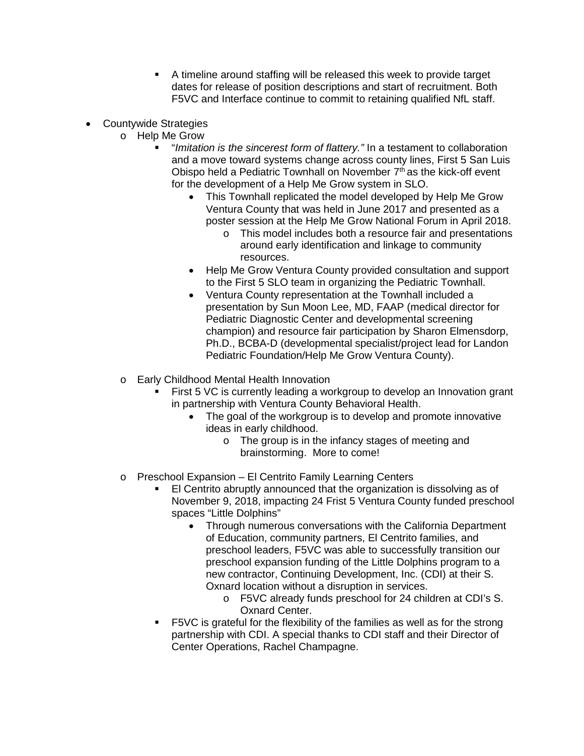- A timeline around staffing will be released this week to provide target dates for release of position descriptions and start of recruitment. Both F5VC and Interface continue to commit to retaining qualified NfL staff.

- Countywide Strategies
  - Help Me Grow
    - "*Imitation is the sincerest form of flattery.*" In a testament to collaboration and a move toward systems change across county lines, First 5 San Luis Obispo held a Pediatric Townhall on November 7th as the kick-off event for the development of a Help Me Grow system in SLO.
      - This Townhall replicated the model developed by Help Me Grow Ventura County that was held in June 2017 and presented as a poster session at the Help Me Grow National Forum in April 2018.
        - This model includes both a resource fair and presentations around early identification and linkage to community resources.
      - Help Me Grow Ventura County provided consultation and support to the First 5 SLO team in organizing the Pediatric Townhall.
      - Ventura County representation at the Townhall included a presentation by Sun Moon Lee, MD, FAAP (medical director for Pediatric Diagnostic Center and developmental screening champion) and resource fair participation by Sharon Elmensdorp, Ph.D., BCBA-D (developmental specialist/project lead for Landon Pediatric Foundation/Help Me Grow Ventura County).
  - Early Childhood Mental Health Innovation
    - First 5 VC is currently leading a workgroup to develop an Innovation grant in partnership with Ventura County Behavioral Health.
      - The goal of the workgroup is to develop and promote innovative ideas in early childhood.
        - The group is in the infancy stages of meeting and brainstorming. More to come!
  - Preschool Expansion – El Centrito Family Learning Centers
    - El Centrito abruptly announced that the organization is dissolving as of November 9, 2018, impacting 24 Frist 5 Ventura County funded preschool spaces "Little Dolphins"
      - Through numerous conversations with the California Department of Education, community partners, El Centrito families, and preschool leaders, F5VC was able to successfully transition our preschool expansion funding of the Little Dolphins program to a new contractor, Continuing Development, Inc. (CDI) at their S. Oxnard location without a disruption in services.
        - F5VC already funds preschool for 24 children at CDI's S. Oxnard Center.
    - F5VC is grateful for the flexibility of the families as well as for the strong partnership with CDI. A special thanks to CDI staff and their Director of Center Operations, Rachel Champagne.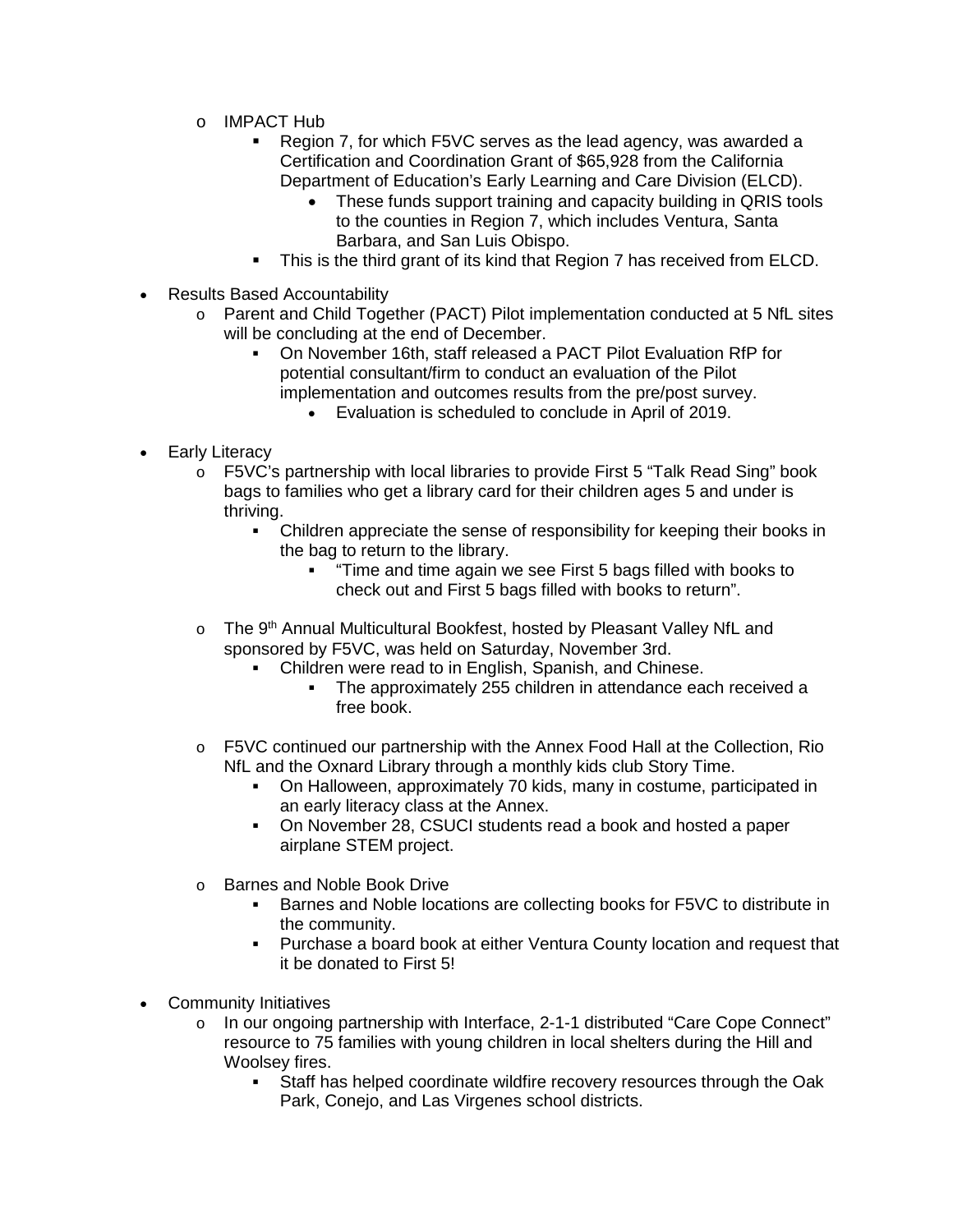- IMPACT Hub
  - Region 7, for which F5VC serves as the lead agency, was awarded a Certification and Coordination Grant of $65,928 from the California Department of Education's Early Learning and Care Division (ELCD).
    - These funds support training and capacity building in QRIS tools to the counties in Region 7, which includes Ventura, Santa Barbara, and San Luis Obispo.
  - This is the third grant of its kind that Region 7 has received from ELCD.

- Results Based Accountability
  - Parent and Child Together (PACT) Pilot implementation conducted at 5 NfL sites will be concluding at the end of December.
    - On November 16th, staff released a PACT Pilot Evaluation RfP for potential consultant/firm to conduct an evaluation of the Pilot implementation and outcomes results from the pre/post survey.
      - Evaluation is scheduled to conclude in April of 2019.

- Early Literacy
  - F5VC's partnership with local libraries to provide First 5 "Talk Read Sing" book bags to families who get a library card for their children ages 5 and under is thriving.
    - Children appreciate the sense of responsibility for keeping their books in the bag to return to the library.
      - "Time and time again we see First 5 bags filled with books to check out and First 5 bags filled with books to return".
  - The 9th Annual Multicultural Bookfest, hosted by Pleasant Valley NfL and sponsored by F5VC, was held on Saturday, November 3rd.
    - Children were read to in English, Spanish, and Chinese.
      - The approximately 255 children in attendance each received a free book.
  - F5VC continued our partnership with the Annex Food Hall at the Collection, Rio NfL and the Oxnard Library through a monthly kids club Story Time.
    - On Halloween, approximately 70 kids, many in costume, participated in an early literacy class at the Annex.
    - On November 28, CSUCI students read a book and hosted a paper airplane STEM project.
  - Barnes and Noble Book Drive
    - Barnes and Noble locations are collecting books for F5VC to distribute in the community.
    - Purchase a board book at either Ventura County location and request that it be donated to First 5!

- Community Initiatives
  - In our ongoing partnership with Interface, 2-1-1 distributed "Care Cope Connect" resource to 75 families with young children in local shelters during the Hill and Woolsey fires.
    - Staff has helped coordinate wildfire recovery resources through the Oak Park, Conejo, and Las Virgenes school districts.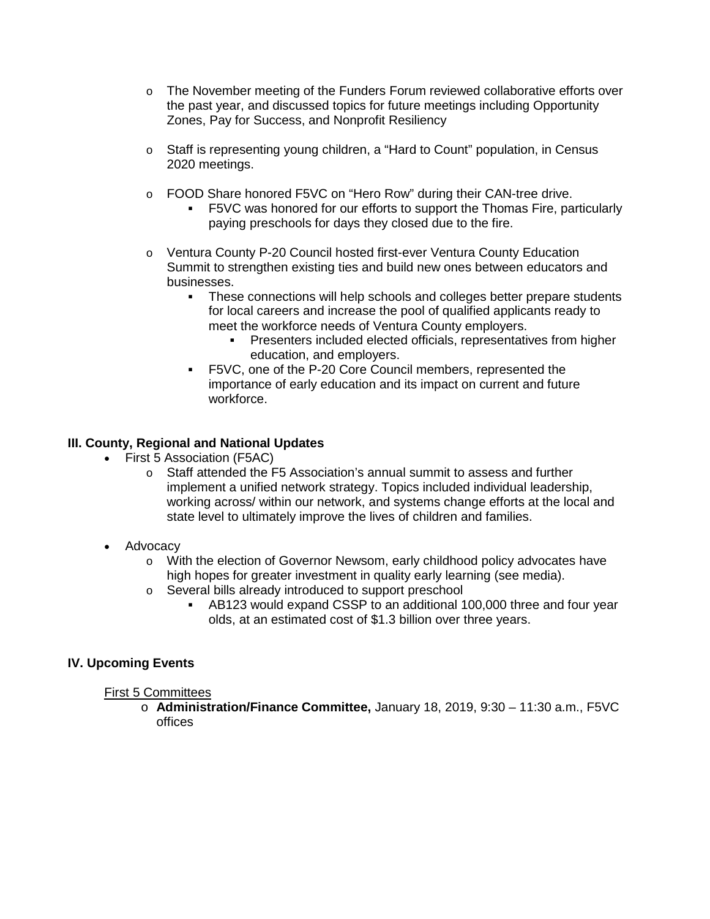- The November meeting of the Funders Forum reviewed collaborative efforts over the past year, and discussed topics for future meetings including Opportunity Zones, Pay for Success, and Nonprofit Resiliency

   - Staff is representing young children, a "Hard to Count" population, in Census 2020 meetings.

   - FOOD Share honored F5VC on "Hero Row" during their CAN-tree drive.
     - F5VC was honored for our efforts to support the Thomas Fire, particularly paying preschools for days they closed due to the fire.

   - Ventura County P-20 Council hosted first-ever Ventura County Education Summit to strengthen existing ties and build new ones between educators and businesses.
     - These connections will help schools and colleges better prepare students for local careers and increase the pool of qualified applicants ready to meet the workforce needs of Ventura County employers.
       - Presenters included elected officials, representatives from higher education, and employers.
     - F5VC, one of the P-20 Core Council members, represented the importance of early education and its impact on current and future workforce.

**III. County, Regional and National Updates**

- First 5 Association (F5AC)
  - Staff attended the F5 Association's annual summit to assess and further implement a unified network strategy. Topics included individual leadership, working across/ within our network, and systems change efforts at the local and state level to ultimately improve the lives of children and families.

- Advocacy
  - With the election of Governor Newsom, early childhood policy advocates have high hopes for greater investment in quality early learning (see media).
  - Several bills already introduced to support preschool
    - AB123 would expand CSSP to an additional 100,000 three and four year olds, at an estimated cost of $1.3 billion over three years.

**IV. Upcoming Events**

First 5 Committees

- **Administration/Finance Committee,** January 18, 2019, 9:30 – 11:30 a.m., F5VC offices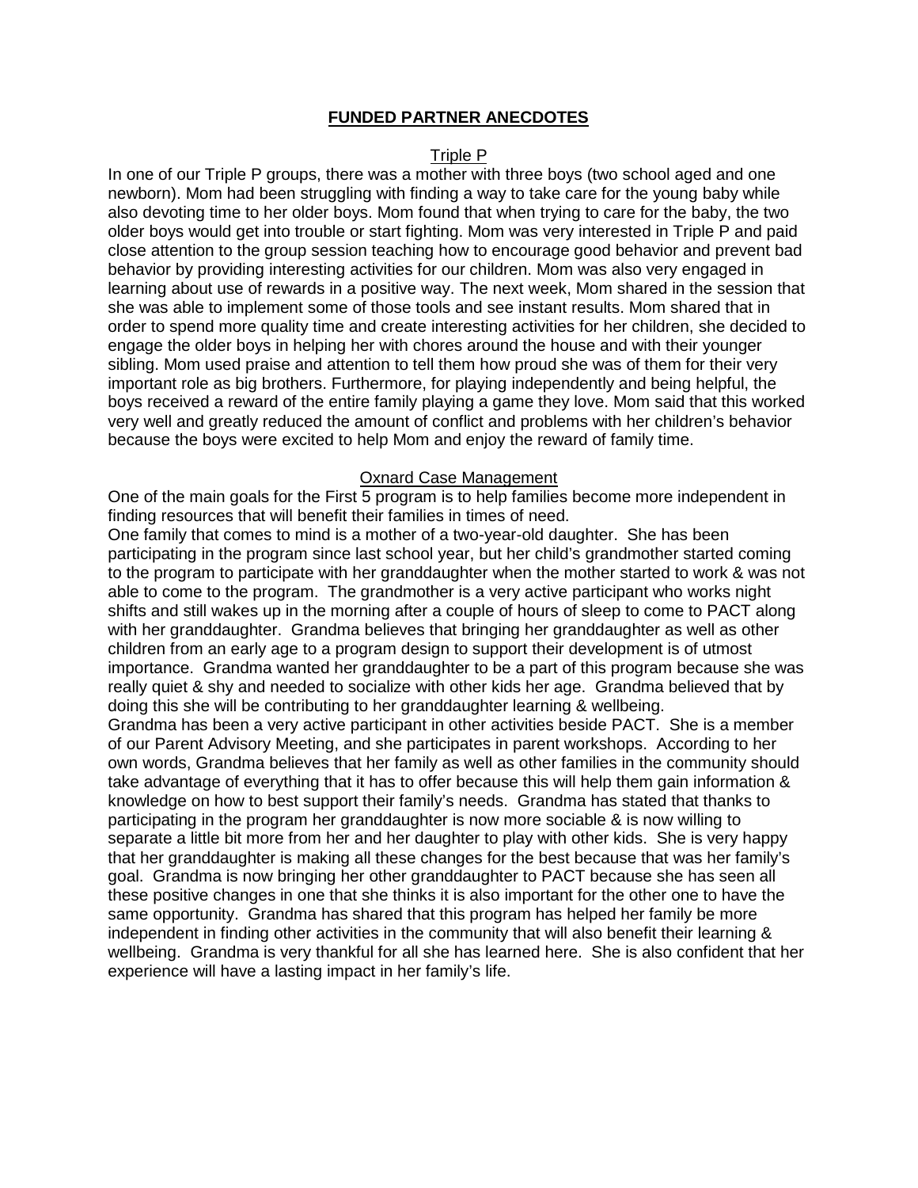# FUNDED PARTNER ANECDOTES

## Triple P

In one of our Triple P groups, there was a mother with three boys (two school aged and one newborn). Mom had been struggling with finding a way to take care for the young baby while also devoting time to her older boys. Mom found that when trying to care for the baby, the two older boys would get into trouble or start fighting. Mom was very interested in Triple P and paid close attention to the group session teaching how to encourage good behavior and prevent bad behavior by providing interesting activities for our children. Mom was also very engaged in learning about use of rewards in a positive way. The next week, Mom shared in the session that she was able to implement some of those tools and see instant results. Mom shared that in order to spend more quality time and create interesting activities for her children, she decided to engage the older boys in helping her with chores around the house and with their younger sibling. Mom used praise and attention to tell them how proud she was of them for their very important role as big brothers. Furthermore, for playing independently and being helpful, the boys received a reward of the entire family playing a game they love. Mom said that this worked very well and greatly reduced the amount of conflict and problems with her children's behavior because the boys were excited to help Mom and enjoy the reward of family time.

## Oxnard Case Management

One of the main goals for the First 5 program is to help families become more independent in finding resources that will benefit their families in times of need.

One family that comes to mind is a mother of a two-year-old daughter. She has been participating in the program since last school year, but her child's grandmother started coming to the program to participate with her granddaughter when the mother started to work & was not able to come to the program. The grandmother is a very active participant who works night shifts and still wakes up in the morning after a couple of hours of sleep to come to PACT along with her granddaughter. Grandma believes that bringing her granddaughter as well as other children from an early age to a program design to support their development is of utmost importance. Grandma wanted her granddaughter to be a part of this program because she was really quiet & shy and needed to socialize with other kids her age. Grandma believed that by doing this she will be contributing to her granddaughter learning & wellbeing.

Grandma has been a very active participant in other activities beside PACT. She is a member of our Parent Advisory Meeting, and she participates in parent workshops. According to her own words, Grandma believes that her family as well as other families in the community should take advantage of everything that it has to offer because this will help them gain information & knowledge on how to best support their family's needs. Grandma has stated that thanks to participating in the program her granddaughter is now more sociable & is now willing to separate a little bit more from her and her daughter to play with other kids. She is very happy that her granddaughter is making all these changes for the best because that was her family's goal. Grandma is now bringing her other granddaughter to PACT because she has seen all these positive changes in one that she thinks it is also important for the other one to have the same opportunity. Grandma has shared that this program has helped her family be more independent in finding other activities in the community that will also benefit their learning & wellbeing. Grandma is very thankful for all she has learned here. She is also confident that her experience will have a lasting impact in her family's life.